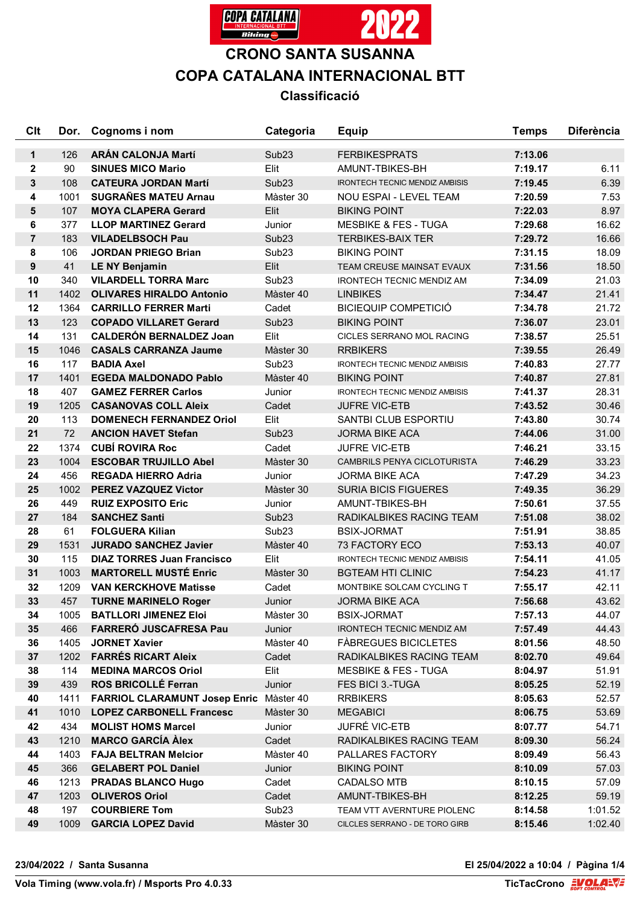# CRONO SANTA SUSANNA

## COPA CATALANA INTERNACIONAL BTT

### Classificació

| Clt | Dor. | Cognoms i nom | Categoria | Equip | Temps | Diferència |
|---|---|---|---|---|---|---|
| **1** | 126 | **ARÁN CALONJA Martí** | Sub23 | FERBIKESPRATS | **7:13.06** | |
| **2** | 90 | **SINUES MICO Mario** | Elit | AMUNT-TBIKES-BH | **7:19.17** | 6.11 |
| **3** | 108 | **CATEURA JORDAN Martí** | Sub23 | IRONTECH TECNIC MENDIZ AMBISIS | **7:19.45** | 6.39 |
| **4** | 1001 | **SUGRAÑES MATEU Arnau** | Màster 30 | NOU ESPAI - LEVEL TEAM | **7:20.59** | 7.53 |
| **5** | 107 | **MOYA CLAPERA Gerard** | Elit | BIKING POINT | **7:22.03** | 8.97 |
| **6** | 377 | **LLOP MARTINEZ Gerard** | Junior | MESBIKE & FES - TUGA | **7:29.68** | 16.62 |
| **7** | 183 | **VILADELBSOCH Pau** | Sub23 | TERBIKES-BAIX TER | **7:29.72** | 16.66 |
| **8** | 106 | **JORDAN PRIEGO Brian** | Sub23 | BIKING POINT | **7:31.15** | 18.09 |
| **9** | 41 | **LE NY Benjamin** | Elit | TEAM CREUSE MAINSAT EVAUX | **7:31.56** | 18.50 |
| **10** | 340 | **VILARDELL TORRA Marc** | Sub23 | IRONTECH TECNIC MENDIZ AM | **7:34.09** | 21.03 |
| **11** | 1402 | **OLIVARES HIRALDO Antonio** | Màster 40 | LINBIKES | **7:34.47** | 21.41 |
| **12** | 1364 | **CARRILLO FERRER Marti** | Cadet | BICIEQUIP COMPETICIÓ | **7:34.78** | 21.72 |
| **13** | 123 | **COPADO VILLARET Gerard** | Sub23 | BIKING POINT | **7:36.07** | 23.01 |
| **14** | 131 | **CALDERÓN BERNALDEZ Joan** | Elit | CICLES SERRANO MOL RACING | **7:38.57** | 25.51 |
| **15** | 1046 | **CASALS CARRANZA Jaume** | Màster 30 | RRBIKERS | **7:39.55** | 26.49 |
| **16** | 117 | **BADIA Axel** | Sub23 | IRONTECH TECNIC MENDIZ AMBISIS | **7:40.83** | 27.77 |
| **17** | 1401 | **EGEDA MALDONADO Pablo** | Màster 40 | BIKING POINT | **7:40.87** | 27.81 |
| **18** | 407 | **GAMEZ FERRER Carlos** | Junior | IRONTECH TECNIC MENDIZ AMBISIS | **7:41.37** | 28.31 |
| **19** | 1205 | **CASANOVAS COLL Aleix** | Cadet | JUFRE VIC-ETB | **7:43.52** | 30.46 |
| **20** | 113 | **DOMENECH FERNANDEZ Oriol** | Elit | SANTBI CLUB ESPORTIU | **7:43.80** | 30.74 |
| **21** | 72 | **ANCION HAVET Stefan** | Sub23 | JORMA BIKE ACA | **7:44.06** | 31.00 |
| **22** | 1374 | **CUBÍ ROVIRA Roc** | Cadet | JUFRE VIC-ETB | **7:46.21** | 33.15 |
| **23** | 1004 | **ESCOBAR TRUJILLO Abel** | Màster 30 | CAMBRILS PENYA CICLOTURISTA | **7:46.29** | 33.23 |
| **24** | 456 | **REGADA HIERRO Adria** | Junior | JORMA BIKE ACA | **7:47.29** | 34.23 |
| **25** | 1002 | **PEREZ VAZQUEZ Victor** | Màster 30 | SURIA BICIS FIGUERES | **7:49.35** | 36.29 |
| **26** | 449 | **RUIZ EXPOSITO Eric** | Junior | AMUNT-TBIKES-BH | **7:50.61** | 37.55 |
| **27** | 184 | **SANCHEZ Santi** | Sub23 | RADIKALBIKES RACING TEAM | **7:51.08** | 38.02 |
| **28** | 61 | **FOLGUERA Kilian** | Sub23 | BSIX-JORMAT | **7:51.91** | 38.85 |
| **29** | 1531 | **JURADO SANCHEZ Javier** | Màster 40 | 73 FACTORY ECO | **7:53.13** | 40.07 |
| **30** | 115 | **DIAZ TORRES Juan Francisco** | Elit | IRONTECH TECNIC MENDIZ AMBISIS | **7:54.11** | 41.05 |
| **31** | 1003 | **MARTORELL MUSTÉ Enric** | Màster 30 | BGTEAM HTI CLINIC | **7:54.23** | 41.17 |
| **32** | 1209 | **VAN KERCKHOVE Matisse** | Cadet | MONTBIKE SOLCAM CYCLING T | **7:55.17** | 42.11 |
| **33** | 457 | **TURNE MARINELO Roger** | Junior | JORMA BIKE ACA | **7:56.68** | 43.62 |
| **34** | 1005 | **BATLLORI JIMENEZ Eloi** | Màster 30 | BSIX-JORMAT | **7:57.13** | 44.07 |
| **35** | 466 | **FARRERÓ JUSCAFRESA Pau** | Junior | IRONTECH TECNIC MENDIZ AM | **7:57.49** | 44.43 |
| **36** | 1405 | **JORNET Xavier** | Màster 40 | FÀBREGUES BICICLETES | **8:01.56** | 48.50 |
| **37** | 1202 | **FARRÉS RICART Aleix** | Cadet | RADIKALBIKES RACING TEAM | **8:02.70** | 49.64 |
| **38** | 114 | **MEDINA MARCOS Oriol** | Elit | MESBIKE & FES - TUGA | **8:04.97** | 51.91 |
| **39** | 439 | **ROS BRICOLLÉ Ferran** | Junior | FES BICI 3.-TUGA | **8:05.25** | 52.19 |
| **40** | 1411 | **FARRIOL CLARAMUNT Josep Enric** | Màster 40 | RRBIKERS | **8:05.63** | 52.57 |
| **41** | 1010 | **LOPEZ CARBONELL Francesc** | Màster 30 | MEGABICI | **8:06.75** | 53.69 |
| **42** | 434 | **MOLIST HOMS Marcel** | Junior | JUFRÉ VIC-ETB | **8:07.77** | 54.71 |
| **43** | 1210 | **MARCO GARCÍA Àlex** | Cadet | RADIKALBIKES RACING TEAM | **8:09.30** | 56.24 |
| **44** | 1403 | **FAJA BELTRAN Melcior** | Màster 40 | PALLARES FACTORY | **8:09.49** | 56.43 |
| **45** | 366 | **GELABERT POL Daniel** | Junior | BIKING POINT | **8:10.09** | 57.03 |
| **46** | 1213 | **PRADAS BLANCO Hugo** | Cadet | CADALSO MTB | **8:10.15** | 57.09 |
| **47** | 1203 | **OLIVEROS Oriol** | Cadet | AMUNT-TBIKES-BH | **8:12.25** | 59.19 |
| **48** | 197 | **COURBIERE Tom** | Sub23 | TEAM VTT AVERNTURE PIOLENC | **8:14.58** | 1:01.52 |
| **49** | 1009 | **GARCIA LOPEZ David** | Màster 30 | CILCLES SERRANO - DE TORO GIRB | **8:15.46** | 1:02.40 |

**23/04/2022 / Santa Susanna** — **El 25/04/2022 a 10:04**

**Vola Timing (www.vola.fr) / Msports Pro 4.0.33** — **TicTacCrono**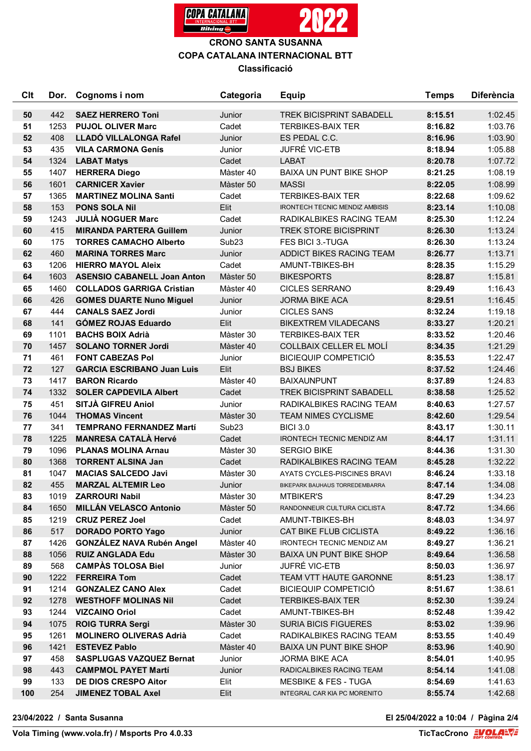**CRONO SANTA SUSANNA**

**COPA CATALANA INTERNACIONAL BTT**

**Classificació**

| Clt | Dor. | Cognoms i nom | Categoria | Equip | Temps | Diferència |
|---|---|---|---|---|---|---|
| **50** | 442 | **SAEZ HERRERO Toni** | Junior | TREK BICISPRINT SABADELL | **8:15.51** | 1:02.45 |
| **51** | 1253 | **PUJOL OLIVER Marc** | Cadet | TERBIKES-BAIX TER | **8:16.82** | 1:03.76 |
| **52** | 408 | **LLADÓ VILLALONGA Rafel** | Junior | ES PEDAL C.C. | **8:16.96** | 1:03.90 |
| **53** | 435 | **VILA CARMONA Genís** | Junior | JUFRÉ VIC-ETB | **8:18.94** | 1:05.88 |
| **54** | 1324 | **LABAT Matys** | Cadet | LABAT | **8:20.78** | 1:07.72 |
| **55** | 1407 | **HERRERA Diego** | Màster 40 | BAIXA UN PUNT BIKE SHOP | **8:21.25** | 1:08.19 |
| **56** | 1601 | **CARNICER Xavier** | Màster 50 | MASSI | **8:22.05** | 1:08.99 |
| **57** | 1365 | **MARTINEZ MOLINA Santi** | Cadet | TERBIKES-BAIX TER | **8:22.68** | 1:09.62 |
| **58** | 153 | **PONS SOLA Nil** | Elit | IRONTECH TECNIC MENDIZ AMBISIS | **8:23.14** | 1:10.08 |
| **59** | 1243 | **JULIÀ NOGUER Marc** | Cadet | RADIKALBIKES RACING TEAM | **8:25.30** | 1:12.24 |
| **60** | 415 | **MIRANDA PARTERA Guillem** | Junior | TREK STORE BICISPRINT | **8:26.30** | 1:13.24 |
| **60** | 175 | **TORRES CAMACHO Alberto** | Sub23 | FES BICI 3.-TUGA | **8:26.30** | 1:13.24 |
| **62** | 460 | **MARINA TORRES Marc** | Junior | ADDICT BIKES RACING TEAM | **8:26.77** | 1:13.71 |
| **63** | 1206 | **HIERRO MAYOL Aleix** | Cadet | AMUNT-TBIKES-BH | **8:28.35** | 1:15.29 |
| **64** | 1603 | **ASENSIO CABANELL Joan Anton** | Màster 50 | BIKESPORTS | **8:28.87** | 1:15.81 |
| **65** | 1460 | **COLLADOS GARRIGA Cristian** | Màster 40 | CICLES SERRANO | **8:29.49** | 1:16.43 |
| **66** | 426 | **GOMES DUARTE Nuno Miguel** | Junior | JORMA BIKE ACA | **8:29.51** | 1:16.45 |
| **67** | 444 | **CANALS SAEZ Jordi** | Junior | CICLES SANS | **8:32.24** | 1:19.18 |
| **68** | 141 | **GÓMEZ ROJAS Eduardo** | Elit | BIKEXTREM VILADECANS | **8:33.27** | 1:20.21 |
| **69** | 1101 | **BACHS BOIX Adrià** | Màster 30 | TERBIKES-BAIX TER | **8:33.52** | 1:20.46 |
| **70** | 1457 | **SOLANO TORNER Jordi** | Màster 40 | COLLBAIX CELLER EL MOLÍ | **8:34.35** | 1:21.29 |
| **71** | 461 | **FONT CABEZAS Pol** | Junior | BICIEQUIP COMPETICIÓ | **8:35.53** | 1:22.47 |
| **72** | 127 | **GARCIA ESCRIBANO Juan Luis** | Elit | BSJ BIKES | **8:37.52** | 1:24.46 |
| **73** | 1417 | **BARON Ricardo** | Màster 40 | BAIXAUNPUNT | **8:37.89** | 1:24.83 |
| **74** | 1332 | **SOLER CAPDEVILA Albert** | Cadet | TREK BICISPRINT SABADELL | **8:38.58** | 1:25.52 |
| **75** | 451 | **SITJÀ GIFREU Aniol** | Junior | RADIKALBIKES RACING TEAM | **8:40.63** | 1:27.57 |
| **76** | 1044 | **THOMAS Vincent** | Màster 30 | TEAM NIMES CYCLISME | **8:42.60** | 1:29.54 |
| **77** | 341 | **TEMPRANO FERNANDEZ Martí** | Sub23 | BICI 3.0 | **8:43.17** | 1:30.11 |
| **78** | 1225 | **MANRESA CATALÀ Hervé** | Cadet | IRONTECH TECNIC MENDIZ AM | **8:44.17** | 1:31.11 |
| **79** | 1096 | **PLANAS MOLINA Arnau** | Màster 30 | SERGIO BIKE | **8:44.36** | 1:31.30 |
| **80** | 1368 | **TORRENT ALSINA Jan** | Cadet | RADIKALBIKES RACING TEAM | **8:45.28** | 1:32.22 |
| **81** | 1047 | **MACIAS SALCEDO Javi** | Màster 30 | AYATS CYCLES-PISCINES BRAVI | **8:46.24** | 1:33.18 |
| **82** | 455 | **MARZAL ALTEMIR Leo** | Junior | BIKEPARK BAUHAUS TORREDEMBARRA | **8:47.14** | 1:34.08 |
| **83** | 1019 | **ZARROURI Nabil** | Màster 30 | MTBIKER'S | **8:47.29** | 1:34.23 |
| **84** | 1650 | **MILLÁN VELASCO Antonio** | Màster 50 | RANDONNEUR CULTURA CICLISTA | **8:47.72** | 1:34.66 |
| **85** | 1219 | **CRUZ PEREZ Joel** | Cadet | AMUNT-TBIKES-BH | **8:48.03** | 1:34.97 |
| **86** | 517 | **DORADO PORTO Yago** | Junior | CAT BIKE FLUB CICLISTA | **8:49.22** | 1:36.16 |
| **87** | 1426 | **GONZÁLEZ NAVA Rubén Angel** | Màster 40 | IRONTECH TECNIC MENDIZ AM | **8:49.27** | 1:36.21 |
| **88** | 1056 | **RUIZ ANGLADA Edu** | Màster 30 | BAIXA UN PUNT BIKE SHOP | **8:49.64** | 1:36.58 |
| **89** | 568 | **CAMPÀS TOLOSA Biel** | Junior | JUFRÉ VIC-ETB | **8:50.03** | 1:36.97 |
| **90** | 1222 | **FERREIRA Tom** | Cadet | TEAM VTT HAUTE GARONNE | **8:51.23** | 1:38.17 |
| **91** | 1214 | **GONZALEZ CANO Alex** | Cadet | BICIEQUIP COMPETICIÓ | **8:51.67** | 1:38.61 |
| **92** | 1278 | **WESTHOFF MOLINAS Nil** | Cadet | TERBIKES-BAIX TER | **8:52.30** | 1:39.24 |
| **93** | 1244 | **VIZCAINO Oriol** | Cadet | AMUNT-TBIKES-BH | **8:52.48** | 1:39.42 |
| **94** | 1075 | **ROIG TURRA Sergi** | Màster 30 | SURIA BICIS FIGUERES | **8:53.02** | 1:39.96 |
| **95** | 1261 | **MOLINERO OLIVERAS Adrià** | Cadet | RADIKALBIKES RACING TEAM | **8:53.55** | 1:40.49 |
| **96** | 1421 | **ESTEVEZ Pablo** | Màster 40 | BAIXA UN PUNT BIKE SHOP | **8:53.96** | 1:40.90 |
| **97** | 458 | **SASPLUGAS VAZQUEZ Bernat** | Junior | JORMA BIKE ACA | **8:54.01** | 1:40.95 |
| **98** | 443 | **CAMPMOL PAYET Martí** | Junior | RADICALBIKES RACING TEAM | **8:54.14** | 1:41.08 |
| **99** | 133 | **DE DIOS CRESPO Aitor** | Elit | MESBIKE & FES - TUGA | **8:54.69** | 1:41.63 |
| **100** | 254 | **JIMENEZ TOBAL Axel** | Elit | INTEGRAL CAR KIA PC MORENITO | **8:55.74** | 1:42.68 |

**23/04/2022 / Santa Susanna** **El 25/04/2022 a 10:04**

**Vola Timing (www.vola.fr) / Msports Pro 4.0.33** **TicTacCrono**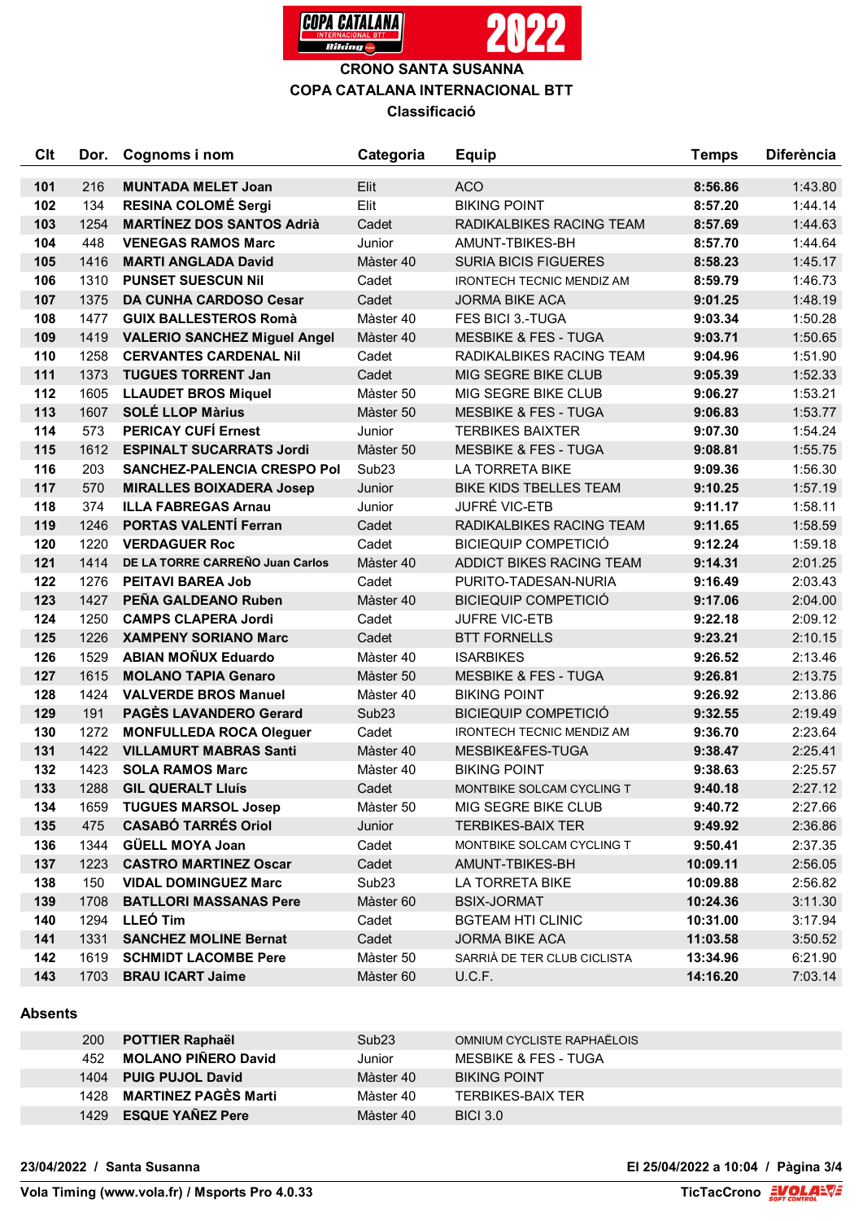**CRONO SANTA SUSANNA**
**COPA CATALANA INTERNACIONAL BTT**
**Classificació**

| Clt | Dor. | Cognoms i nom | Categoria | Equip | Temps | Diferència |
|---|---|---|---|---|---|---|
| 101 | 216 | **MUNTADA MELET Joan** | Elit | ACO | **8:56.86** | 1:43.80 |
| 102 | 134 | **RESINA COLOMÉ Sergi** | Elit | BIKING POINT | **8:57.20** | 1:44.14 |
| 103 | 1254 | **MARTÍNEZ DOS SANTOS Adrià** | Cadet | RADIKALBIKES RACING TEAM | **8:57.69** | 1:44.63 |
| 104 | 448 | **VENEGAS RAMOS Marc** | Junior | AMUNT-TBIKES-BH | **8:57.70** | 1:44.64 |
| 105 | 1416 | **MARTI ANGLADA David** | Màster 40 | SURIA BICIS FIGUERES | **8:58.23** | 1:45.17 |
| 106 | 1310 | **PUNSET SUESCUN Nil** | Cadet | IRONTECH TECNIC MENDIZ AM | **8:59.79** | 1:46.73 |
| 107 | 1375 | **DA CUNHA CARDOSO Cesar** | Cadet | JORMA BIKE ACA | **9:01.25** | 1:48.19 |
| 108 | 1477 | **GUIX BALLESTEROS Romà** | Màster 40 | FES BICI 3.-TUGA | **9:03.34** | 1:50.28 |
| 109 | 1419 | **VALERIO SANCHEZ Miguel Angel** | Màster 40 | MESBIKE & FES - TUGA | **9:03.71** | 1:50.65 |
| 110 | 1258 | **CERVANTES CARDENAL Nil** | Cadet | RADIKALBIKES RACING TEAM | **9:04.96** | 1:51.90 |
| 111 | 1373 | **TUGUES TORRENT Jan** | Cadet | MIG SEGRE BIKE CLUB | **9:05.39** | 1:52.33 |
| 112 | 1605 | **LLAUDET BROS Miquel** | Màster 50 | MIG SEGRE BIKE CLUB | **9:06.27** | 1:53.21 |
| 113 | 1607 | **SOLÉ LLOP Màrius** | Màster 50 | MESBIKE & FES - TUGA | **9:06.83** | 1:53.77 |
| 114 | 573 | **PERICAY CUFÍ Ernest** | Junior | TERBIKES BAIXTER | **9:07.30** | 1:54.24 |
| 115 | 1612 | **ESPINALT SUCARRATS Jordi** | Màster 50 | MESBIKE & FES - TUGA | **9:08.81** | 1:55.75 |
| 116 | 203 | **SANCHEZ-PALENCIA CRESPO Pol** | Sub23 | LA TORRETA BIKE | **9:09.36** | 1:56.30 |
| 117 | 570 | **MIRALLES BOIXADERA Josep** | Junior | BIKE KIDS TBELLES TEAM | **9:10.25** | 1:57.19 |
| 118 | 374 | **ILLA FABREGAS Arnau** | Junior | JUFRÉ VIC-ETB | **9:11.17** | 1:58.11 |
| 119 | 1246 | **PORTAS VALENTÍ Ferran** | Cadet | RADIKALBIKES RACING TEAM | **9:11.65** | 1:58.59 |
| 120 | 1220 | **VERDAGUER Roc** | Cadet | BICIEQUIP COMPETICIÓ | **9:12.24** | 1:59.18 |
| 121 | 1414 | **DE LA TORRE CARREÑO Juan Carlos** | Màster 40 | ADDICT BIKES RACING TEAM | **9:14.31** | 2:01.25 |
| 122 | 1276 | **PEITAVI BAREA Job** | Cadet | PURITO-TADESAN-NURIA | **9:16.49** | 2:03.43 |
| 123 | 1427 | **PEÑA GALDEANO Ruben** | Màster 40 | BICIEQUIP COMPETICIÓ | **9:17.06** | 2:04.00 |
| 124 | 1250 | **CAMPS CLAPERA Jordi** | Cadet | JUFRE VIC-ETB | **9:22.18** | 2:09.12 |
| 125 | 1226 | **XAMPENY SORIANO Marc** | Cadet | BTT FORNELLS | **9:23.21** | 2:10.15 |
| 126 | 1529 | **ABIAN MOÑUX Eduardo** | Màster 40 | ISARBIKES | **9:26.52** | 2:13.46 |
| 127 | 1615 | **MOLANO TAPIA Genaro** | Màster 50 | MESBIKE & FES - TUGA | **9:26.81** | 2:13.75 |
| 128 | 1424 | **VALVERDE BROS Manuel** | Màster 40 | BIKING POINT | **9:26.92** | 2:13.86 |
| 129 | 191 | **PAGÈS LAVANDERO Gerard** | Sub23 | BICIEQUIP COMPETICIÓ | **9:32.55** | 2:19.49 |
| 130 | 1272 | **MONFULLEDA ROCA Oleguer** | Cadet | IRONTECH TECNIC MENDIZ AM | **9:36.70** | 2:23.64 |
| 131 | 1422 | **VILLAMURT MABRAS Santi** | Màster 40 | MESBIKE&FES-TUGA | **9:38.47** | 2:25.41 |
| 132 | 1423 | **SOLA RAMOS Marc** | Màster 40 | BIKING POINT | **9:38.63** | 2:25.57 |
| 133 | 1288 | **GIL QUERALT Lluís** | Cadet | MONTBIKE SOLCAM CYCLING T | **9:40.18** | 2:27.12 |
| 134 | 1659 | **TUGUES MARSOL Josep** | Màster 50 | MIG SEGRE BIKE CLUB | **9:40.72** | 2:27.66 |
| 135 | 475 | **CASABÓ TARRÉS Oriol** | Junior | TERBIKES-BAIX TER | **9:49.92** | 2:36.86 |
| 136 | 1344 | **GÜELL MOYA Joan** | Cadet | MONTBIKE SOLCAM CYCLING T | **9:50.41** | 2:37.35 |
| 137 | 1223 | **CASTRO MARTINEZ Oscar** | Cadet | AMUNT-TBIKES-BH | **10:09.11** | 2:56.05 |
| 138 | 150 | **VIDAL DOMINGUEZ Marc** | Sub23 | LA TORRETA BIKE | **10:09.88** | 2:56.82 |
| 139 | 1708 | **BATLLORI MASSANAS Pere** | Màster 60 | BSIX-JORMAT | **10:24.36** | 3:11.30 |
| 140 | 1294 | **LLEÓ Tim** | Cadet | BGTEAM HTI CLINIC | **10:31.00** | 3:17.94 |
| 141 | 1331 | **SANCHEZ MOLINE Bernat** | Cadet | JORMA BIKE ACA | **11:03.58** | 3:50.52 |
| 142 | 1619 | **SCHMIDT LACOMBE Pere** | Màster 50 | SARRIÀ DE TER CLUB CICLISTA | **13:34.96** | 6:21.90 |
| 143 | 1703 | **BRAU ICART Jaime** | Màster 60 | U.C.F. | **14:16.20** | 7:03.14 |

**Absents**

| Dor. | Cognoms i nom | Categoria | Equip |
|---|---|---|---|
| 200 | **POTTIER Raphaël** | Sub23 | OMNIUM CYCLISTE RAPHAËLOIS |
| 452 | **MOLANO PIÑERO David** | Junior | MESBIKE & FES - TUGA |
| 1404 | **PUIG PUJOL David** | Màster 40 | BIKING POINT |
| 1428 | **MARTINEZ PAGÈS Marti** | Màster 40 | TERBIKES-BAIX TER |
| 1429 | **ESQUE YAÑEZ Pere** | Màster 40 | BICI 3.0 |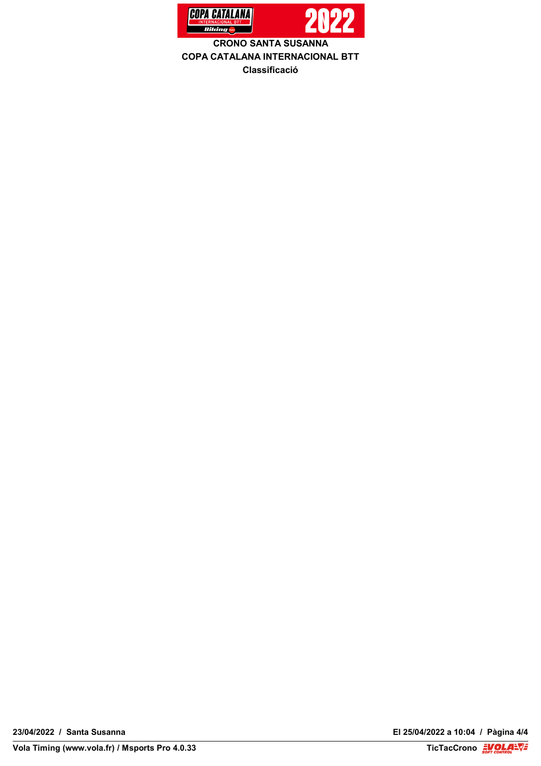CRONO SANTA SUSANNA

COPA CATALANA INTERNACIONAL BTT

Classificació